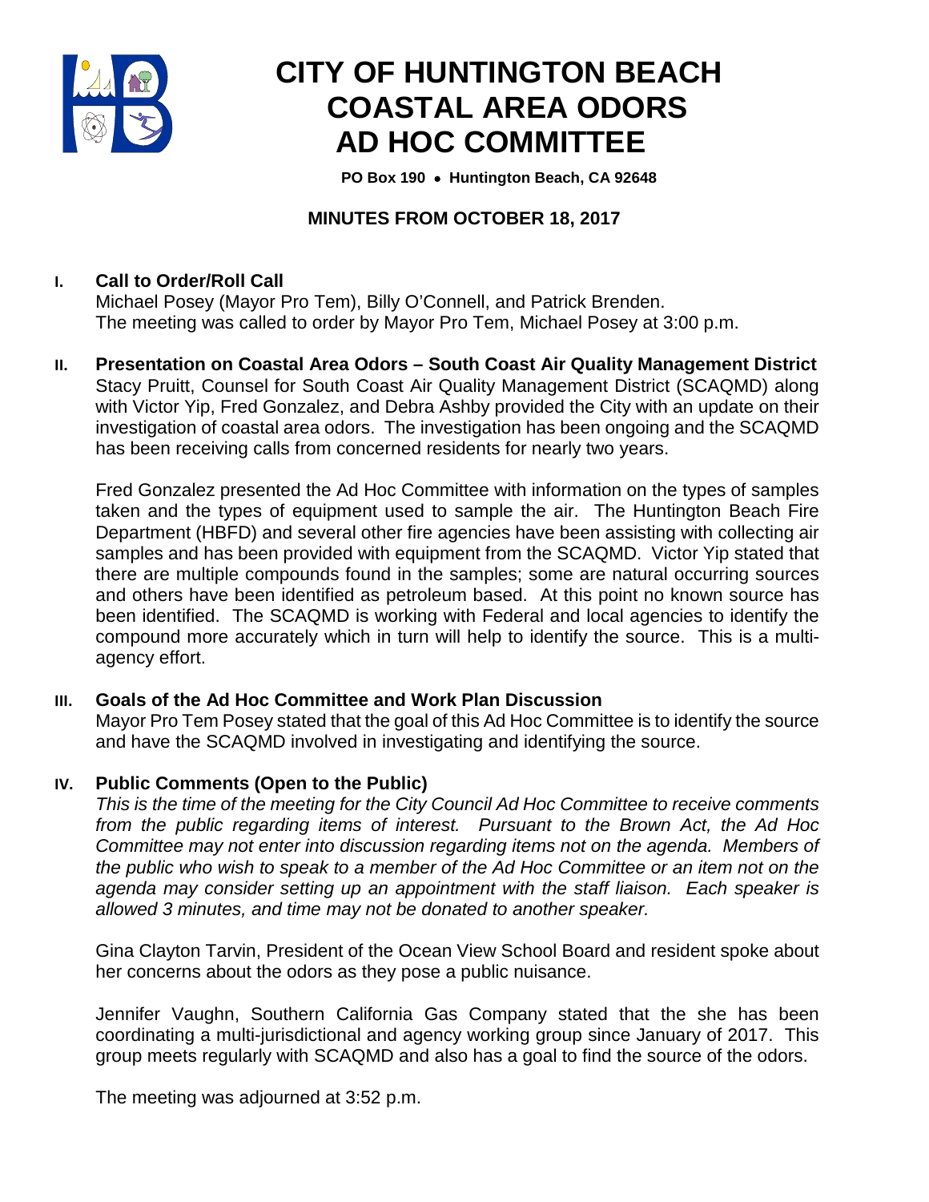# CITY OF HUNTINGTON BEACH COASTAL AREA ODORS AD HOC COMMITTEE

**PO Box 190 • Huntington Beach, CA 92648**

## MINUTES FROM OCTOBER 18, 2017

### I. Call to Order/Roll Call

Michael Posey (Mayor Pro Tem), Billy O'Connell, and Patrick Brenden.
The meeting was called to order by Mayor Pro Tem, Michael Posey at 3:00 p.m.

### II. Presentation on Coastal Area Odors – South Coast Air Quality Management District

Stacy Pruitt, Counsel for South Coast Air Quality Management District (SCAQMD) along with Victor Yip, Fred Gonzalez, and Debra Ashby provided the City with an update on their investigation of coastal area odors. The investigation has been ongoing and the SCAQMD has been receiving calls from concerned residents for nearly two years.

Fred Gonzalez presented the Ad Hoc Committee with information on the types of samples taken and the types of equipment used to sample the air. The Huntington Beach Fire Department (HBFD) and several other fire agencies have been assisting with collecting air samples and has been provided with equipment from the SCAQMD. Victor Yip stated that there are multiple compounds found in the samples; some are natural occurring sources and others have been identified as petroleum based. At this point no known source has been identified. The SCAQMD is working with Federal and local agencies to identify the compound more accurately which in turn will help to identify the source. This is a multi-agency effort.

### III. Goals of the Ad Hoc Committee and Work Plan Discussion

Mayor Pro Tem Posey stated that the goal of this Ad Hoc Committee is to identify the source and have the SCAQMD involved in investigating and identifying the source.

### IV. Public Comments (Open to the Public)

*This is the time of the meeting for the City Council Ad Hoc Committee to receive comments from the public regarding items of interest. Pursuant to the Brown Act, the Ad Hoc Committee may not enter into discussion regarding items not on the agenda. Members of the public who wish to speak to a member of the Ad Hoc Committee or an item not on the agenda may consider setting up an appointment with the staff liaison. Each speaker is allowed 3 minutes, and time may not be donated to another speaker.*

Gina Clayton Tarvin, President of the Ocean View School Board and resident spoke about her concerns about the odors as they pose a public nuisance.

Jennifer Vaughn, Southern California Gas Company stated that the she has been coordinating a multi-jurisdictional and agency working group since January of 2017. This group meets regularly with SCAQMD and also has a goal to find the source of the odors.

The meeting was adjourned at 3:52 p.m.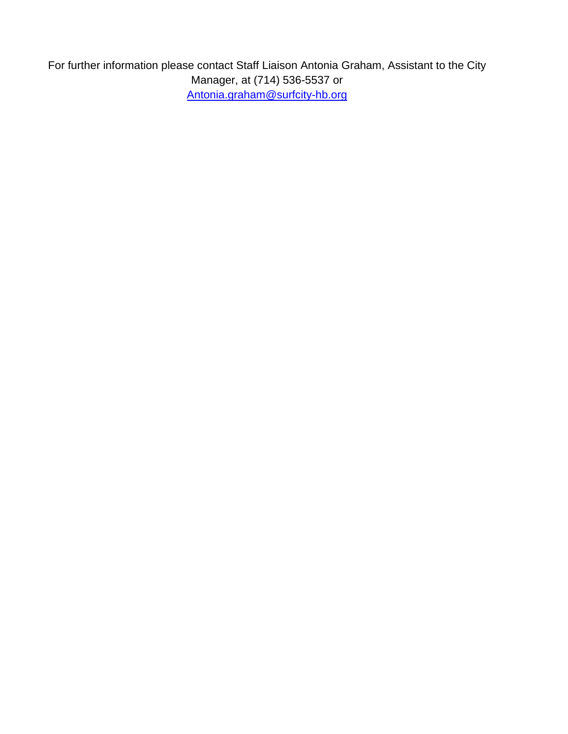For further information please contact Staff Liaison Antonia Graham, Assistant to the City Manager, at (714) 536-5537 or [Antonia.graham@surfcity-hb.org](mailto:Antonia.graham@surfcity-hb.org)